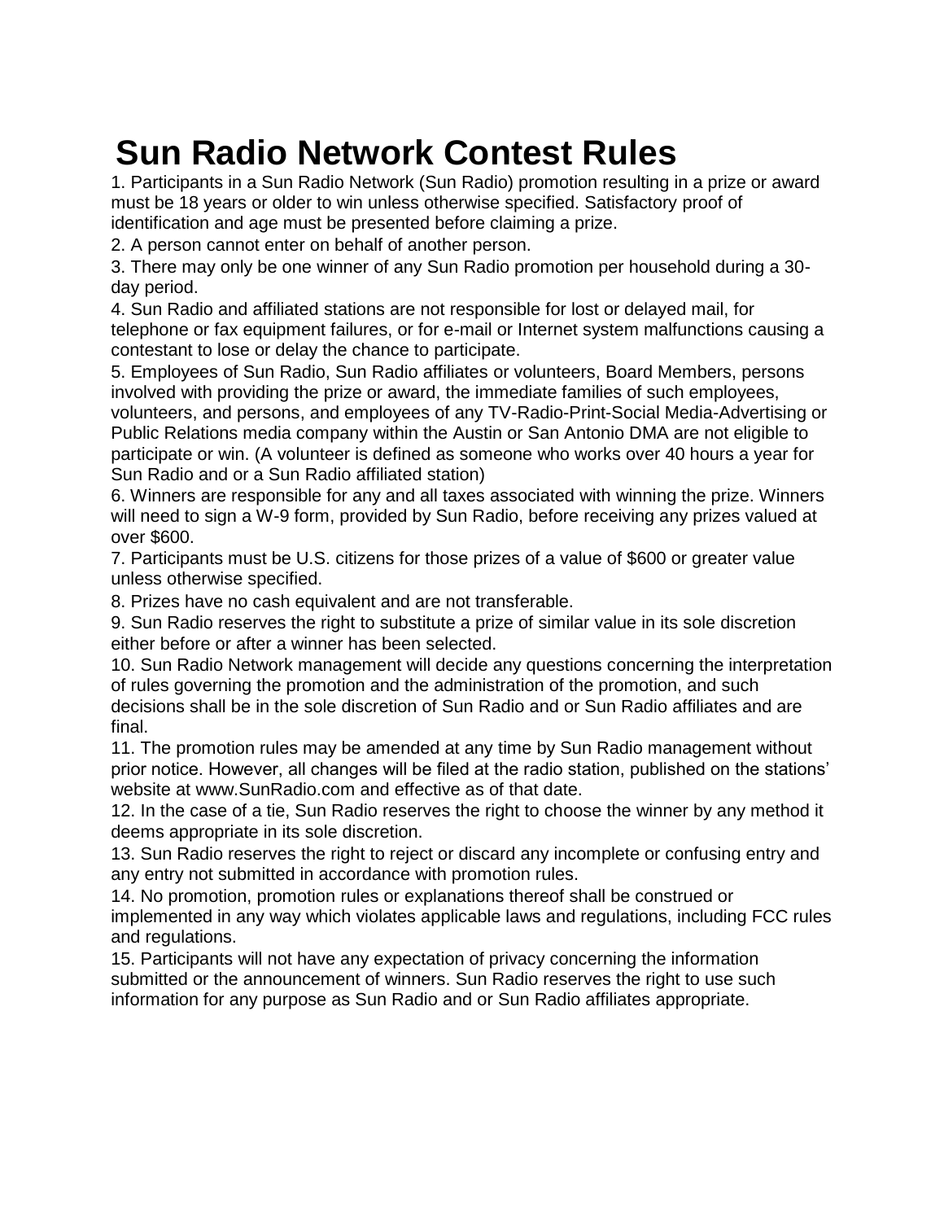# Sun Radio Network Contest Rules

1. Participants in a Sun Radio Network (Sun Radio) promotion resulting in a prize or award must be 18 years or older to win unless otherwise specified. Satisfactory proof of identification and age must be presented before claiming a prize.
2. A person cannot enter on behalf of another person.
3. There may only be one winner of any Sun Radio promotion per household during a 30-day period.
4. Sun Radio and affiliated stations are not responsible for lost or delayed mail, for telephone or fax equipment failures, or for e-mail or Internet system malfunctions causing a contestant to lose or delay the chance to participate.
5. Employees of Sun Radio, Sun Radio affiliates or volunteers, Board Members, persons involved with providing the prize or award, the immediate families of such employees, volunteers, and persons, and employees of any TV-Radio-Print-Social Media-Advertising or Public Relations media company within the Austin or San Antonio DMA are not eligible to participate or win. (A volunteer is defined as someone who works over 40 hours a year for Sun Radio and or a Sun Radio affiliated station)
6. Winners are responsible for any and all taxes associated with winning the prize. Winners will need to sign a W-9 form, provided by Sun Radio, before receiving any prizes valued at over $600.
7. Participants must be U.S. citizens for those prizes of a value of $600 or greater value unless otherwise specified.
8. Prizes have no cash equivalent and are not transferable.
9. Sun Radio reserves the right to substitute a prize of similar value in its sole discretion either before or after a winner has been selected.
10. Sun Radio Network management will decide any questions concerning the interpretation of rules governing the promotion and the administration of the promotion, and such decisions shall be in the sole discretion of Sun Radio and or Sun Radio affiliates and are final.
11. The promotion rules may be amended at any time by Sun Radio management without prior notice. However, all changes will be filed at the radio station, published on the stations' website at www.SunRadio.com and effective as of that date.
12. In the case of a tie, Sun Radio reserves the right to choose the winner by any method it deems appropriate in its sole discretion.
13. Sun Radio reserves the right to reject or discard any incomplete or confusing entry and any entry not submitted in accordance with promotion rules.
14. No promotion, promotion rules or explanations thereof shall be construed or implemented in any way which violates applicable laws and regulations, including FCC rules and regulations.
15. Participants will not have any expectation of privacy concerning the information submitted or the announcement of winners. Sun Radio reserves the right to use such information for any purpose as Sun Radio and or Sun Radio affiliates appropriate.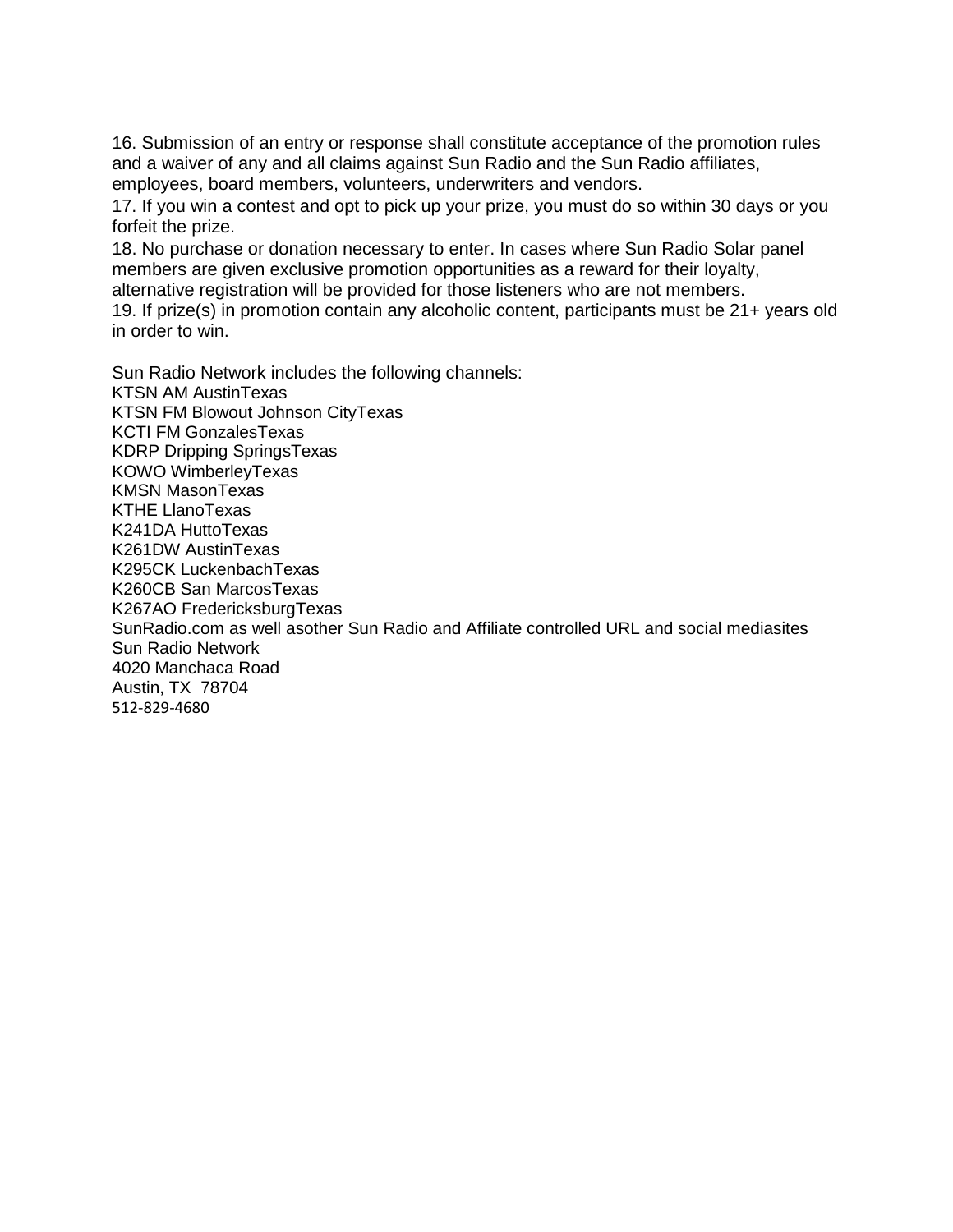16. Submission of an entry or response shall constitute acceptance of the promotion rules and a waiver of any and all claims against Sun Radio and the Sun Radio affiliates, employees, board members, volunteers, underwriters and vendors.
17. If you win a contest and opt to pick up your prize, you must do so within 30 days or you forfeit the prize.
18. No purchase or donation necessary to enter. In cases where Sun Radio Solar panel members are given exclusive promotion opportunities as a reward for their loyalty, alternative registration will be provided for those listeners who are not members.
19. If prize(s) in promotion contain any alcoholic content, participants must be 21+ years old in order to win.

Sun Radio Network includes the following channels:
KTSN AM AustinTexas
KTSN FM Blowout Johnson CityTexas
KCTI FM GonzalesTexas
KDRP Dripping SpringsTexas
KOWO WimberleyTexas
KMSN MasonTexas
KTHE LlanoTexas
K241DA HuttoTexas
K261DW AustinTexas
K295CK LuckenbachTexas
K260CB San MarcosTexas
K267AO FredericksburgTexas
SunRadio.com as well asother Sun Radio and Affiliate controlled URL and social mediasites
Sun Radio Network
4020 Manchaca Road
Austin, TX 78704
512-829-4680